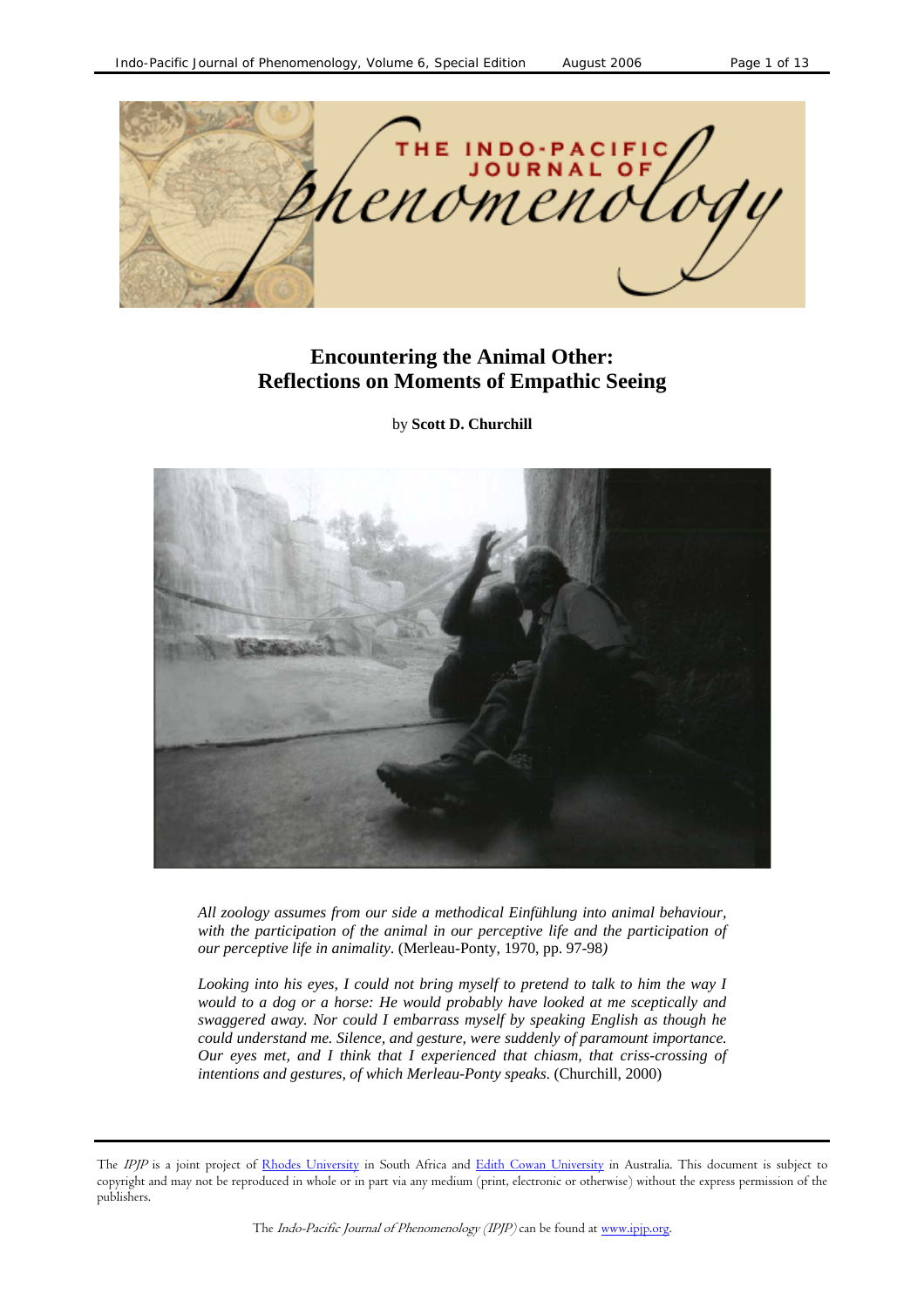# Encountering the Animal Other: Reflections on Moments of Empathic Seeing

by **Scott D. Churchill**

*All zoology assumes from our side a methodical Einfühlung into animal behaviour, with the participation of the animal in our perceptive life and the participation of our perceptive life in animality.* (Merleau-Ponty, 1970, pp. 97-98*)*

*Looking into his eyes, I could not bring myself to pretend to talk to him the way I would to a dog or a horse: He would probably have looked at me sceptically and swaggered away. Nor could I embarrass myself by speaking English as though he could understand me. Silence, and gesture, were suddenly of paramount importance. Our eyes met, and I think that I experienced that chiasm, that criss-crossing of intentions and gestures, of which Merleau-Ponty speaks.* (Churchill, 2000)

The *IPJP* is a joint project of Rhodes University in South Africa and Edith Cowan University in Australia. This document is subject to copyright and may not be reproduced in whole or in part via any medium (print, electronic or otherwise) without the express permission of the publishers.

The *Indo-Pacific Journal of Phenomenology (IPJP)* can be found at www.ipjp.org.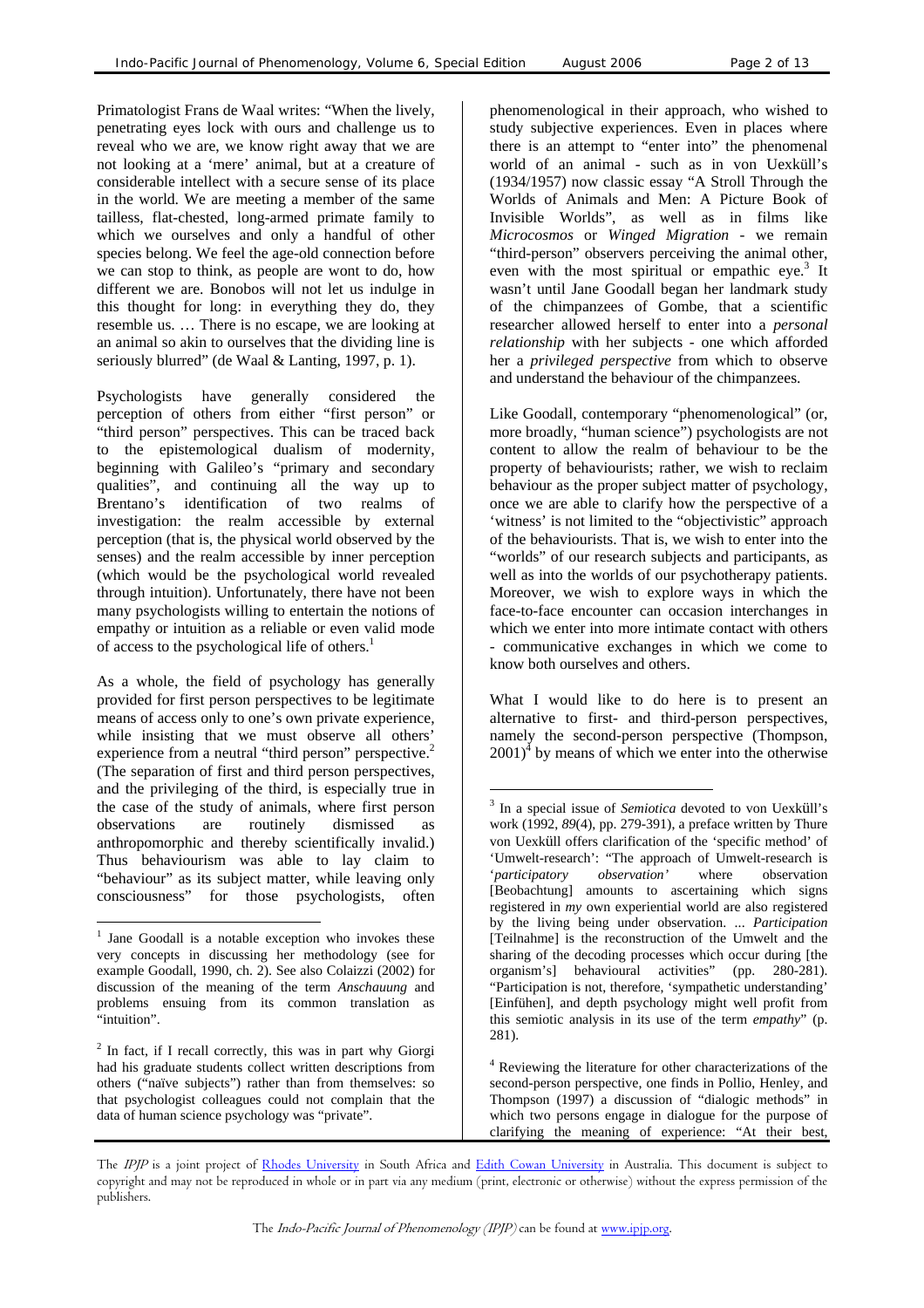Primatologist Frans de Waal writes: "When the lively, penetrating eyes lock with ours and challenge us to reveal who we are, we know right away that we are not looking at a 'mere' animal, but at a creature of considerable intellect with a secure sense of its place in the world. We are meeting a member of the same tailless, flat-chested, long-armed primate family to which we ourselves and only a handful of other species belong. We feel the age-old connection before we can stop to think, as people are wont to do, how different we are. Bonobos will not let us indulge in this thought for long: in everything they do, they resemble us. … There is no escape, we are looking at an animal so akin to ourselves that the dividing line is seriously blurred" (de Waal & Lanting, 1997, p. 1).

Psychologists have generally considered the perception of others from either "first person" or "third person" perspectives. This can be traced back to the epistemological dualism of modernity, beginning with Galileo's "primary and secondary qualities", and continuing all the way up to Brentano's identification of two realms of investigation: the realm accessible by external perception (that is, the physical world observed by the senses) and the realm accessible by inner perception (which would be the psychological world revealed through intuition). Unfortunately, there have not been many psychologists willing to entertain the notions of empathy or intuition as a reliable or even valid mode of access to the psychological life of others.[1]

As a whole, the field of psychology has generally provided for first person perspectives to be legitimate means of access only to one's own private experience, while insisting that we must observe all others' experience from a neutral "third person" perspective.[2] (The separation of first and third person perspectives, and the privileging of the third, is especially true in the case of the study of animals, where first person observations are routinely dismissed as anthropomorphic and thereby scientifically invalid.) Thus behaviourism was able to lay claim to "behaviour" as its subject matter, while leaving only consciousness" for those psychologists, often phenomenological in their approach, who wished to study subjective experiences. Even in places where there is an attempt to "enter into" the phenomenal world of an animal - such as in von Uexküll's (1934/1957) now classic essay "A Stroll Through the Worlds of Animals and Men: A Picture Book of Invisible Worlds", as well as in films like *Microcosmos* or *Winged Migration* - we remain "third-person" observers perceiving the animal other, even with the most spiritual or empathic eye.[3] It wasn't until Jane Goodall began her landmark study of the chimpanzees of Gombe, that a scientific researcher allowed herself to enter into a *personal relationship* with her subjects - one which afforded her a *privileged perspective* from which to observe and understand the behaviour of the chimpanzees.

Like Goodall, contemporary "phenomenological" (or, more broadly, "human science") psychologists are not content to allow the realm of behaviour to be the property of behaviourists; rather, we wish to reclaim behaviour as the proper subject matter of psychology, once we are able to clarify how the perspective of a 'witness' is not limited to the "objectivistic" approach of the behaviourists. That is, we wish to enter into the "worlds" of our research subjects and participants, as well as into the worlds of our psychotherapy patients. Moreover, we wish to explore ways in which the face-to-face encounter can occasion interchanges in which we enter into more intimate contact with others - communicative exchanges in which we come to know both ourselves and others.

What I would like to do here is to present an alternative to first- and third-person perspectives, namely the second-person perspective (Thompson, 2001)[4] by means of which we enter into the otherwise

---

[1] Jane Goodall is a notable exception who invokes these very concepts in discussing her methodology (see for example Goodall, 1990, ch. 2). See also Colaizzi (2002) for discussion of the meaning of the term *Anschauung* and problems ensuing from its common translation as "intuition".

[2] In fact, if I recall correctly, this was in part why Giorgi had his graduate students collect written descriptions from others ("naïve subjects") rather than from themselves: so that psychologist colleagues could not complain that the data of human science psychology was "private".

[3] In a special issue of *Semiotica* devoted to von Uexküll's work (1992, *89*(4), pp. 279-391), a preface written by Thure von Uexküll offers clarification of the 'specific method' of 'Umwelt-research': "The approach of Umwelt-research is '*participatory observation'* where observation [Beobachtung] amounts to ascertaining which signs registered in *my* own experiential world are also registered by the living being under observation. ... *Participation* [Teilnahme] is the reconstruction of the Umwelt and the sharing of the decoding processes which occur during [the organism's] behavioural activities" (pp. 280-281). "Participation is not, therefore, 'sympathetic understanding' [Einfühen], and depth psychology might well profit from this semiotic analysis in its use of the term *empathy*" (p. 281).

[4] Reviewing the literature for other characterizations of the second-person perspective, one finds in Pollio, Henley, and Thompson (1997) a discussion of "dialogic methods" in which two persons engage in dialogue for the purpose of clarifying the meaning of experience: "At their best,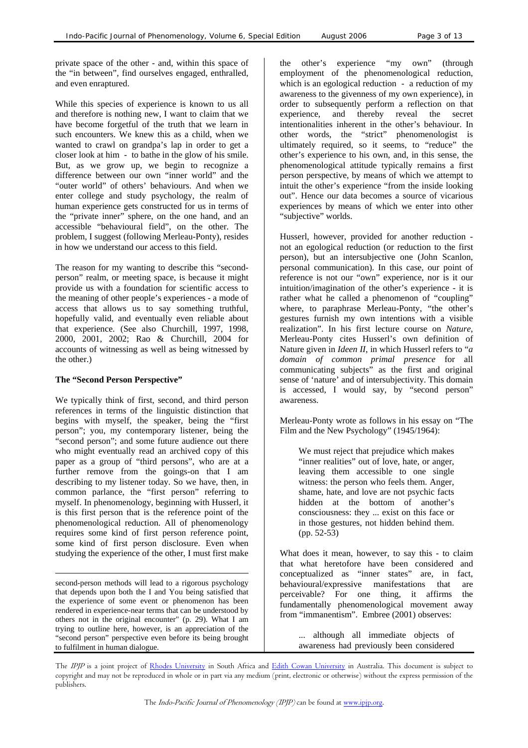private space of the other - and, within this space of the "in between", find ourselves engaged, enthralled, and even enraptured.

While this species of experience is known to us all and therefore is nothing new, I want to claim that we have become forgetful of the truth that we learn in such encounters. We knew this as a child, when we wanted to crawl on grandpa's lap in order to get a closer look at him - to bathe in the glow of his smile. But, as we grow up, we begin to recognize a difference between our own "inner world" and the "outer world" of others' behaviours. And when we enter college and study psychology, the realm of human experience gets constructed for us in terms of the "private inner" sphere, on the one hand, and an accessible "behavioural field", on the other. The problem, I suggest (following Merleau-Ponty), resides in how we understand our access to this field.

The reason for my wanting to describe this "second-person" realm, or meeting space, is because it might provide us with a foundation for scientific access to the meaning of other people's experiences - a mode of access that allows us to say something truthful, hopefully valid, and eventually even reliable about that experience. (See also Churchill, 1997, 1998, 2000, 2001, 2002; Rao & Churchill, 2004 for accounts of witnessing as well as being witnessed by the other.)

### The "Second Person Perspective"

We typically think of first, second, and third person references in terms of the linguistic distinction that begins with myself, the speaker, being the "first person"; you, my contemporary listener, being the "second person"; and some future audience out there who might eventually read an archived copy of this paper as a group of "third persons", who are at a further remove from the goings-on that I am describing to my listener today. So we have, then, in common parlance, the "first person" referring to myself. In phenomenology, beginning with Husserl, it is this first person that is the reference point of the phenomenological reduction. All of phenomenology requires some kind of first person reference point, some kind of first person disclosure. Even when studying the experience of the other, I must first make the other's experience "my own" (through employment of the phenomenological reduction, which is an egological reduction - a reduction of my awareness to the givenness of my own experience), in order to subsequently perform a reflection on that experience, and thereby reveal the secret intentionalities inherent in the other's behaviour. In other words, the "strict" phenomenologist is ultimately required, so it seems, to "reduce" the other's experience to his own, and, in this sense, the phenomenological attitude typically remains a first person perspective, by means of which we attempt to intuit the other's experience "from the inside looking out". Hence our data becomes a source of vicarious experiences by means of which we enter into other "subjective" worlds.

Husserl, however, provided for another reduction - not an egological reduction (or reduction to the first person), but an intersubjective one (John Scanlon, personal communication). In this case, our point of reference is not our "own" experience, nor is it our intuition/imagination of the other's experience - it is rather what he called a phenomenon of "coupling" where, to paraphrase Merleau-Ponty, "the other's gestures furnish my own intentions with a visible realization". In his first lecture course on *Nature*, Merleau-Ponty cites Husserl's own definition of Nature given in *Ideen II*, in which Husserl refers to "*a domain of common primal presence* for all communicating subjects" as the first and original sense of 'nature' and of intersubjectivity. This domain is accessed, I would say, by "second person" awareness.

Merleau-Ponty wrote as follows in his essay on "The Film and the New Psychology" (1945/1964):

> We must reject that prejudice which makes "inner realities" out of love, hate, or anger, leaving them accessible to one single witness: the person who feels them. Anger, shame, hate, and love are not psychic facts hidden at the bottom of another's consciousness: they ... exist on this face or in those gestures, not hidden behind them. (pp. 52-53)

What does it mean, however, to say this - to claim that what heretofore have been considered and conceptualized as "inner states" are, in fact, behavioural/expressive manifestations that are perceivable? For one thing, it affirms the fundamentally phenomenological movement away from "immanentism". Embree (2001) observes:

> ... although all immediate objects of awareness had previously been considered

---

second-person methods will lead to a rigorous psychology that depends upon both the I and You being satisfied that the experience of some event or phenomenon has been rendered in experience-near terms that can be understood by others not in the original encounter" (p. 29). What I am trying to outline here, however, is an appreciation of the "second person" perspective even before its being brought to fulfilment in human dialogue.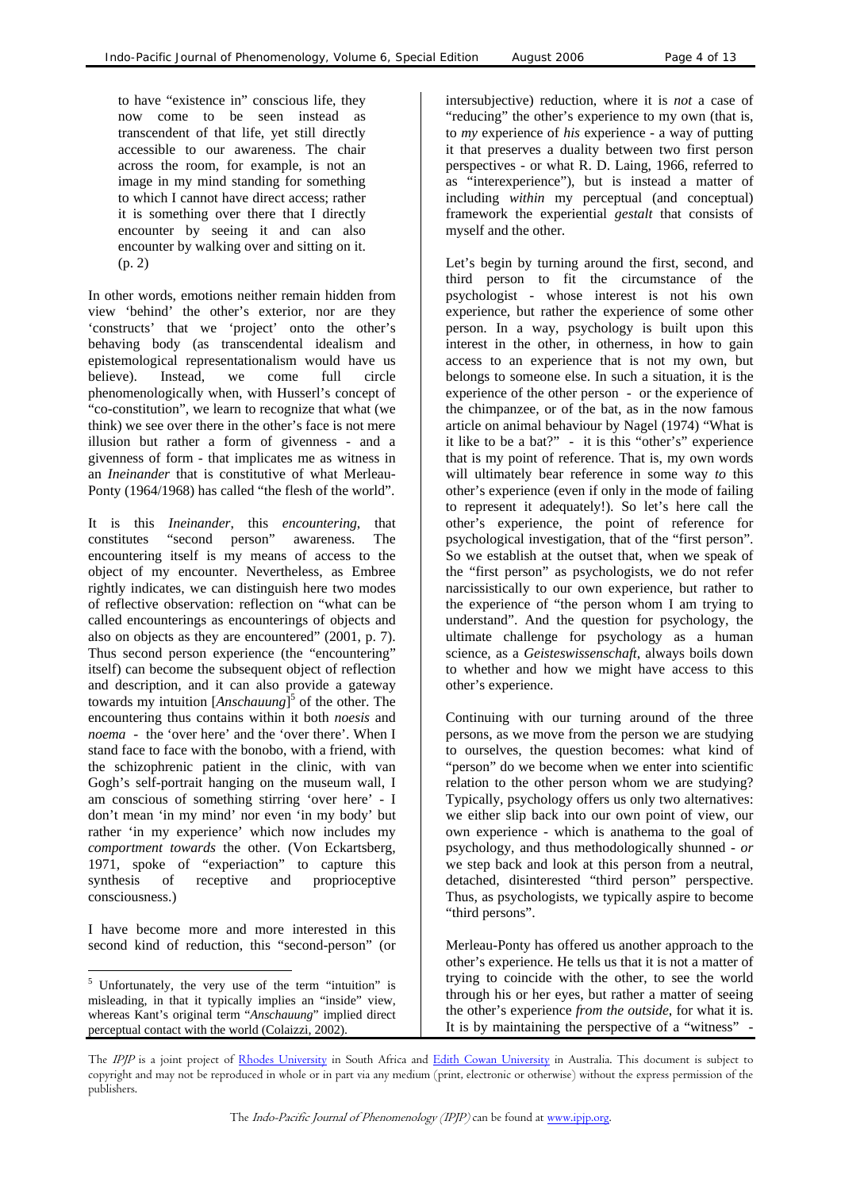to have "existence in" conscious life, they now come to be seen instead as transcendent of that life, yet still directly accessible to our awareness. The chair across the room, for example, is not an image in my mind standing for something to which I cannot have direct access; rather it is something over there that I directly encounter by seeing it and can also encounter by walking over and sitting on it. (p. 2)

In other words, emotions neither remain hidden from view 'behind' the other's exterior, nor are they 'constructs' that we 'project' onto the other's behaving body (as transcendental idealism and epistemological representationalism would have us believe). Instead, we come full circle phenomenologically when, with Husserl's concept of "co-constitution", we learn to recognize that what (we think) we see over there in the other's face is not mere illusion but rather a form of givenness - and a givenness of form - that implicates me as witness in an *Ineinander* that is constitutive of what Merleau-Ponty (1964/1968) has called "the flesh of the world".

It is this *Ineinander*, this *encountering*, that constitutes "second person" awareness. The encountering itself is my means of access to the object of my encounter. Nevertheless, as Embree rightly indicates, we can distinguish here two modes of reflective observation: reflection on "what can be called encounterings as encounterings of objects and also on objects as they are encountered" (2001, p. 7). Thus second person experience (the "encountering" itself) can become the subsequent object of reflection and description, and it can also provide a gateway towards my intuition [*Anschauung*][5] of the other. The encountering thus contains within it both *noesis* and *noema* - the 'over here' and the 'over there'. When I stand face to face with the bonobo, with a friend, with the schizophrenic patient in the clinic, with van Gogh's self-portrait hanging on the museum wall, I am conscious of something stirring 'over here' - I don't mean 'in my mind' nor even 'in my body' but rather 'in my experience' which now includes my *comportment towards* the other. (Von Eckartsberg, 1971, spoke of "experiaction" to capture this synthesis of receptive and proprioceptive consciousness.)

I have become more and more interested in this second kind of reduction, this "second-person" (or intersubjective) reduction, where it is *not* a case of "reducing" the other's experience to my own (that is, to *my* experience of *his* experience - a way of putting it that preserves a duality between two first person perspectives - or what R. D. Laing, 1966, referred to as "interexperience"), but is instead a matter of including *within* my perceptual (and conceptual) framework the experiential *gestalt* that consists of myself and the other.

Let's begin by turning around the first, second, and third person to fit the circumstance of the psychologist - whose interest is not his own experience, but rather the experience of some other person. In a way, psychology is built upon this interest in the other, in otherness, in how to gain access to an experience that is not my own, but belongs to someone else. In such a situation, it is the experience of the other person - or the experience of the chimpanzee, or of the bat, as in the now famous article on animal behaviour by Nagel (1974) "What is it like to be a bat?" - it is this "other's" experience that is my point of reference. That is, my own words will ultimately bear reference in some way *to* this other's experience (even if only in the mode of failing to represent it adequately!). So let's here call the other's experience, the point of reference for psychological investigation, that of the "first person". So we establish at the outset that, when we speak of the "first person" as psychologists, we do not refer narcissistically to our own experience, but rather to the experience of "the person whom I am trying to understand". And the question for psychology, the ultimate challenge for psychology as a human science, as a *Geisteswissenschaft*, always boils down to whether and how we might have access to this other's experience.

Continuing with our turning around of the three persons, as we move from the person we are studying to ourselves, the question becomes: what kind of "person" do we become when we enter into scientific relation to the other person whom we are studying? Typically, psychology offers us only two alternatives: we either slip back into our own point of view, our own experience - which is anathema to the goal of psychology, and thus methodologically shunned - *or* we step back and look at this person from a neutral, detached, disinterested "third person" perspective. Thus, as psychologists, we typically aspire to become "third persons".

Merleau-Ponty has offered us another approach to the other's experience. He tells us that it is not a matter of trying to coincide with the other, to see the world through his or her eyes, but rather a matter of seeing the other's experience *from the outside*, for what it is. It is by maintaining the perspective of a "witness" -

---

[5] Unfortunately, the very use of the term "intuition" is misleading, in that it typically implies an "inside" view, whereas Kant's original term "*Anschauung*" implied direct perceptual contact with the world (Colaizzi, 2002).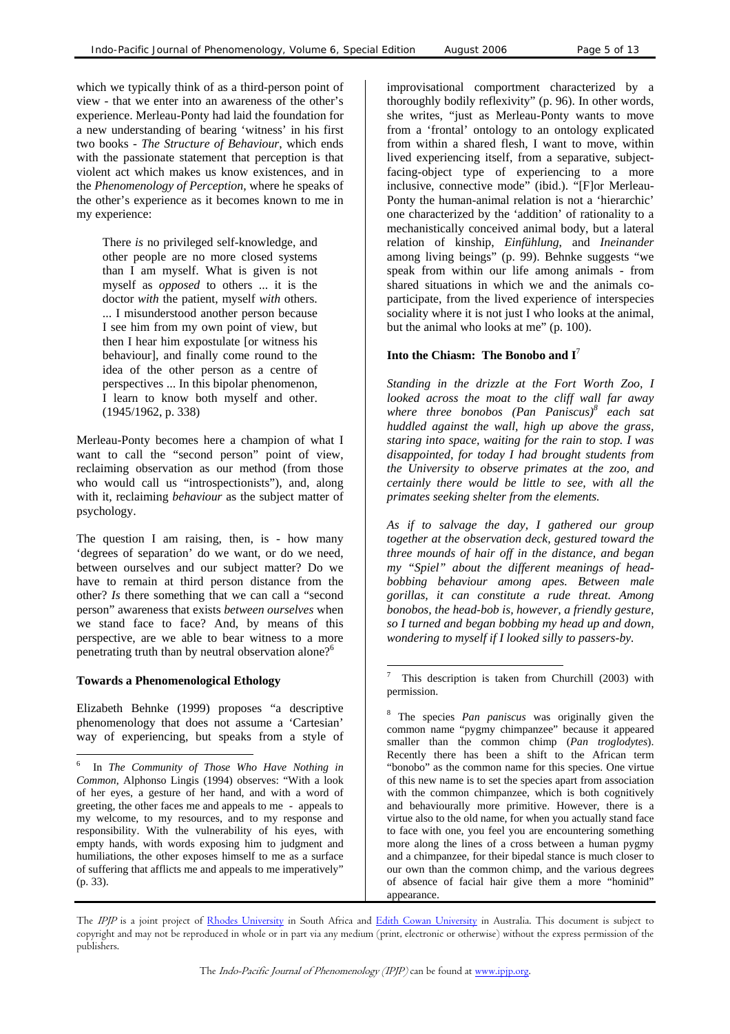which we typically think of as a third-person point of view - that we enter into an awareness of the other's experience. Merleau-Ponty had laid the foundation for a new understanding of bearing 'witness' in his first two books - *The Structure of Behaviour*, which ends with the passionate statement that perception is that violent act which makes us know existences, and in the *Phenomenology of Perception*, where he speaks of the other's experience as it becomes known to me in my experience:

> There *is* no privileged self-knowledge, and other people are no more closed systems than I am myself. What is given is not myself as *opposed* to others ... it is the doctor *with* the patient, myself *with* others. ... I misunderstood another person because I see him from my own point of view, but then I hear him expostulate [or witness his behaviour], and finally come round to the idea of the other person as a centre of perspectives ... In this bipolar phenomenon, I learn to know both myself and other. (1945/1962, p. 338)

Merleau-Ponty becomes here a champion of what I want to call the "second person" point of view, reclaiming observation as our method (from those who would call us "introspectionists"), and, along with it, reclaiming *behaviour* as the subject matter of psychology.

The question I am raising, then, is - how many 'degrees of separation' do we want, or do we need, between ourselves and our subject matter? Do we have to remain at third person distance from the other? *Is* there something that we can call a "second person" awareness that exists *between ourselves* when we stand face to face? And, by means of this perspective, are we able to bear witness to a more penetrating truth than by neutral observation alone?[6]

**Towards a Phenomenological Ethology**

Elizabeth Behnke (1999) proposes "a descriptive phenomenology that does not assume a 'Cartesian' way of experiencing, but speaks from a style of improvisational comportment characterized by a thoroughly bodily reflexivity" (p. 96). In other words, she writes, "just as Merleau-Ponty wants to move from a 'frontal' ontology to an ontology explicated from within a shared flesh, I want to move, within lived experiencing itself, from a separative, subject-facing-object type of experiencing to a more inclusive, connective mode" (ibid.). "[F]or Merleau-Ponty the human-animal relation is not a 'hierarchic' one characterized by the 'addition' of rationality to a mechanistically conceived animal body, but a lateral relation of kinship, *Einfühlung*, and *Ineinander* among living beings" (p. 99). Behnke suggests "we speak from within our life among animals - from shared situations in which we and the animals co-participate, from the lived experience of interspecies sociality where it is not just I who looks at the animal, but the animal who looks at me" (p. 100).

**Into the Chiasm: The Bonobo and I**[7]

*Standing in the drizzle at the Fort Worth Zoo, I looked across the moat to the cliff wall far away where three bonobos (Pan Paniscus)*[8] *each sat huddled against the wall, high up above the grass, staring into space, waiting for the rain to stop. I was disappointed, for today I had brought students from the University to observe primates at the zoo, and certainly there would be little to see, with all the primates seeking shelter from the elements.*

*As if to salvage the day, I gathered our group together at the observation deck, gestured toward the three mounds of hair off in the distance, and began my "Spiel" about the different meanings of head-bobbing behaviour among apes. Between male gorillas, it can constitute a rude threat. Among bonobos, the head-bob is, however, a friendly gesture, so I turned and began bobbing my head up and down, wondering to myself if I looked silly to passers-by.*

---

[6] In *The Community of Those Who Have Nothing in Common*, Alphonso Lingis (1994) observes: "With a look of her eyes, a gesture of her hand, and with a word of greeting, the other faces me and appeals to me - appeals to my welcome, to my resources, and to my response and responsibility. With the vulnerability of his eyes, with empty hands, with words exposing him to judgment and humiliations, the other exposes himself to me as a surface of suffering that afflicts me and appeals to me imperatively" (p. 33).

[7] This description is taken from Churchill (2003) with permission.

[8] The species *Pan paniscus* was originally given the common name "pygmy chimpanzee" because it appeared smaller than the common chimp (*Pan troglodytes*). Recently there has been a shift to the African term "bonobo" as the common name for this species. One virtue of this new name is to set the species apart from association with the common chimpanzee, which is both cognitively and behaviourally more primitive. However, there is a virtue also to the old name, for when you actually stand face to face with one, you feel you are encountering something more along the lines of a cross between a human pygmy and a chimpanzee, for their bipedal stance is much closer to our own than the common chimp, and the various degrees of absence of facial hair give them a more "hominid" appearance.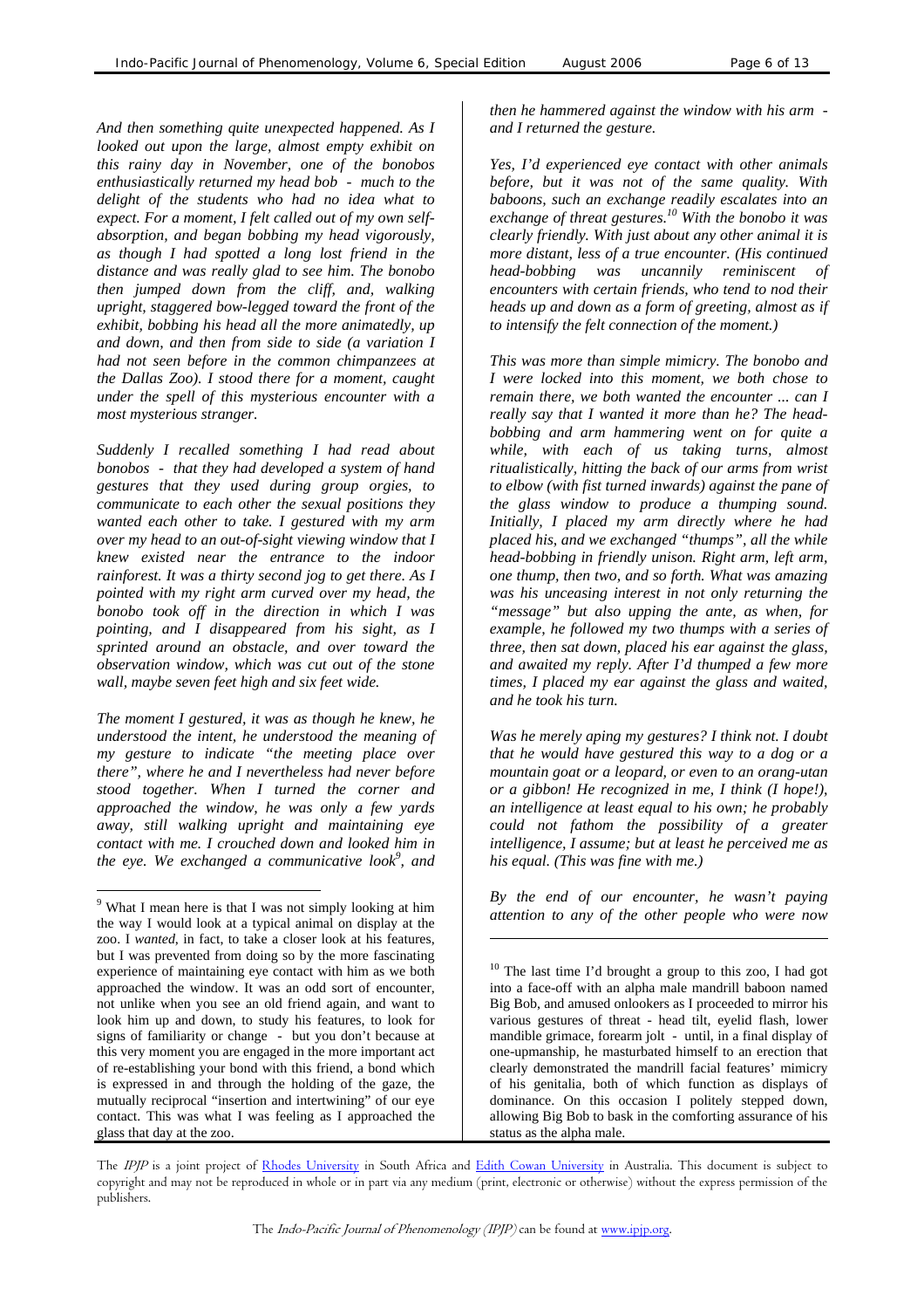*And then something quite unexpected happened. As I looked out upon the large, almost empty exhibit on this rainy day in November, one of the bonobos enthusiastically returned my head bob - much to the delight of the students who had no idea what to expect. For a moment, I felt called out of my own self-absorption, and began bobbing my head vigorously, as though I had spotted a long lost friend in the distance and was really glad to see him. The bonobo then jumped down from the cliff, and, walking upright, staggered bow-legged toward the front of the exhibit, bobbing his head all the more animatedly, up and down, and then from side to side (a variation I had not seen before in the common chimpanzees at the Dallas Zoo). I stood there for a moment, caught under the spell of this mysterious encounter with a most mysterious stranger.*

*Suddenly I recalled something I had read about bonobos - that they had developed a system of hand gestures that they used during group orgies, to communicate to each other the sexual positions they wanted each other to take. I gestured with my arm over my head to an out-of-sight viewing window that I knew existed near the entrance to the indoor rainforest. It was a thirty second jog to get there. As I pointed with my right arm curved over my head, the bonobo took off in the direction in which I was pointing, and I disappeared from his sight, as I sprinted around an obstacle, and over toward the observation window, which was cut out of the stone wall, maybe seven feet high and six feet wide.*

*The moment I gestured, it was as though he knew, he understood the intent, he understood the meaning of my gesture to indicate "the meeting place over there", where he and I nevertheless had never before stood together. When I turned the corner and approached the window, he was only a few yards away, still walking upright and maintaining eye contact with me. I crouched down and looked him in the eye. We exchanged a communicative look*[9]*, and then he hammered against the window with his arm - and I returned the gesture.*

*Yes, I'd experienced eye contact with other animals before, but it was not of the same quality. With baboons, such an exchange readily escalates into an exchange of threat gestures.*[10] *With the bonobo it was clearly friendly. With just about any other animal it is more distant, less of a true encounter. (His continued head-bobbing was uncannily reminiscent of encounters with certain friends, who tend to nod their heads up and down as a form of greeting, almost as if to intensify the felt connection of the moment.)*

*This was more than simple mimicry. The bonobo and I were locked into this moment, we both chose to remain there, we both wanted the encounter ... can I really say that I wanted it more than he? The head-bobbing and arm hammering went on for quite a while, with each of us taking turns, almost ritualistically, hitting the back of our arms from wrist to elbow (with fist turned inwards) against the pane of the glass window to produce a thumping sound. Initially, I placed my arm directly where he had placed his, and we exchanged "thumps", all the while head-bobbing in friendly unison. Right arm, left arm, one thump, then two, and so forth. What was amazing was his unceasing interest in not only returning the "message" but also upping the ante, as when, for example, he followed my two thumps with a series of three, then sat down, placed his ear against the glass, and awaited my reply. After I'd thumped a few more times, I placed my ear against the glass and waited, and he took his turn.*

*Was he merely aping my gestures? I think not. I doubt that he would have gestured this way to a dog or a mountain goat or a leopard, or even to an orang-utan or a gibbon! He recognized in me, I think (I hope!), an intelligence at least equal to his own; he probably could not fathom the possibility of a greater intelligence, I assume; but at least he perceived me as his equal. (This was fine with me.)*

*By the end of our encounter, he wasn't paying attention to any of the other people who were now*

---

[9] What I mean here is that I was not simply looking at him the way I would look at a typical animal on display at the zoo. I *wanted*, in fact, to take a closer look at his features, but I was prevented from doing so by the more fascinating experience of maintaining eye contact with him as we both approached the window. It was an odd sort of encounter, not unlike when you see an old friend again, and want to look him up and down, to study his features, to look for signs of familiarity or change - but you don't because at this very moment you are engaged in the more important act of re-establishing your bond with this friend, a bond which is expressed in and through the holding of the gaze, the mutually reciprocal "insertion and intertwining" of our eye contact. This was what I was feeling as I approached the glass that day at the zoo.

[10] The last time I'd brought a group to this zoo, I had got into a face-off with an alpha male mandrill baboon named Big Bob, and amused onlookers as I proceeded to mirror his various gestures of threat - head tilt, eyelid flash, lower mandible grimace, forearm jolt - until, in a final display of one-upmanship, he masturbated himself to an erection that clearly demonstrated the mandrill facial features' mimicry of his genitalia, both of which function as displays of dominance. On this occasion I politely stepped down, allowing Big Bob to bask in the comforting assurance of his status as the alpha male.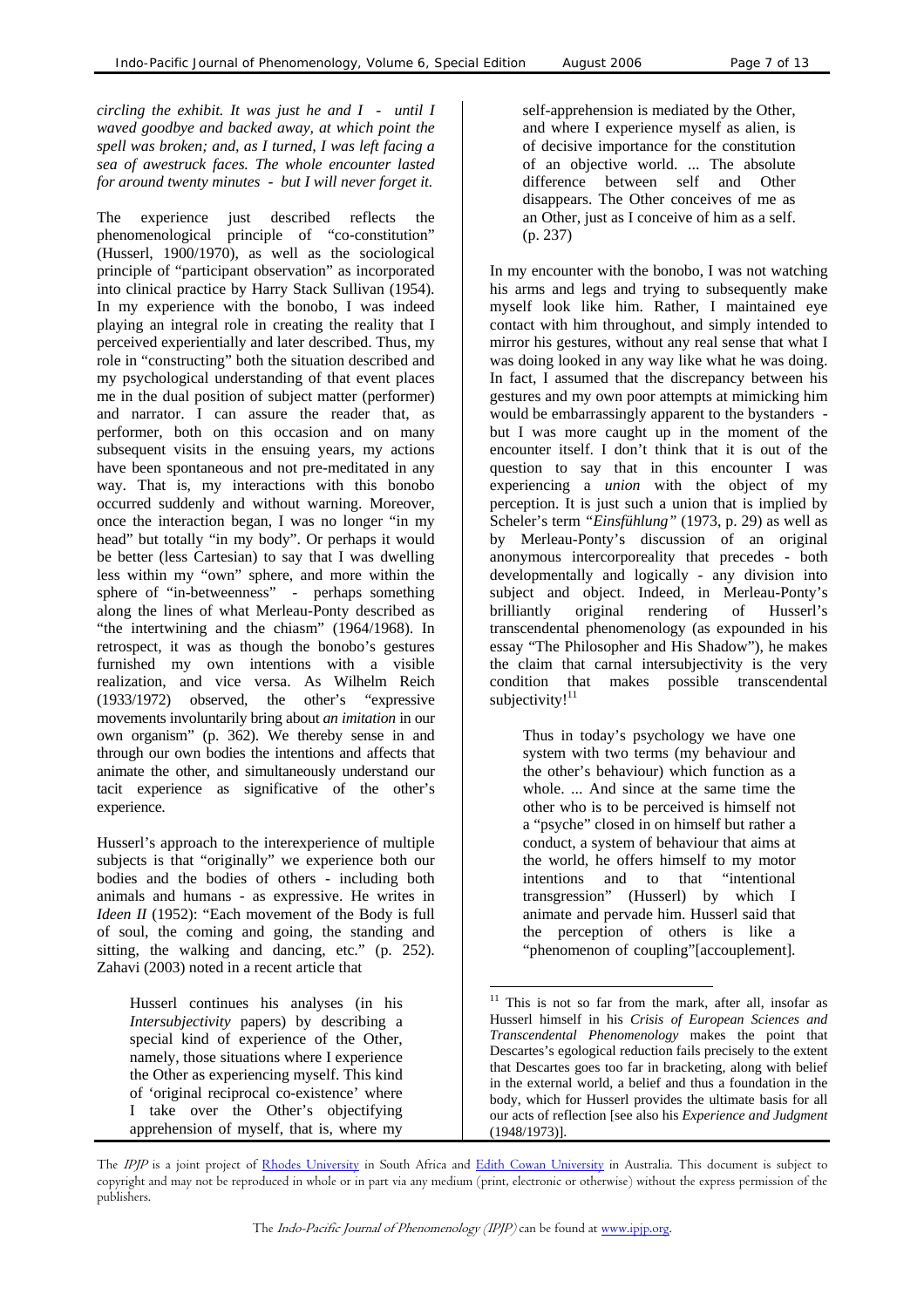*circling the exhibit. It was just he and I - until I waved goodbye and backed away, at which point the spell was broken; and, as I turned, I was left facing a sea of awestruck faces. The whole encounter lasted for around twenty minutes - but I will never forget it.*

The experience just described reflects the phenomenological principle of "co-constitution" (Husserl, 1900/1970), as well as the sociological principle of "participant observation" as incorporated into clinical practice by Harry Stack Sullivan (1954). In my experience with the bonobo, I was indeed playing an integral role in creating the reality that I perceived experientially and later described. Thus, my role in "constructing" both the situation described and my psychological understanding of that event places me in the dual position of subject matter (performer) and narrator. I can assure the reader that, as performer, both on this occasion and on many subsequent visits in the ensuing years, my actions have been spontaneous and not pre-meditated in any way. That is, my interactions with this bonobo occurred suddenly and without warning. Moreover, once the interaction began, I was no longer "in my head" but totally "in my body". Or perhaps it would be better (less Cartesian) to say that I was dwelling less within my "own" sphere, and more within the sphere of "in-betweenness" - perhaps something along the lines of what Merleau-Ponty described as "the intertwining and the chiasm" (1964/1968). In retrospect, it was as though the bonobo's gestures furnished my own intentions with a visible realization, and vice versa. As Wilhelm Reich (1933/1972) observed, the other's "expressive movements involuntarily bring about *an imitation* in our own organism" (p. 362). We thereby sense in and through our own bodies the intentions and affects that animate the other, and simultaneously understand our tacit experience as significative of the other's experience.

Husserl's approach to the interexperience of multiple subjects is that "originally" we experience both our bodies and the bodies of others - including both animals and humans - as expressive. He writes in *Ideen II* (1952): "Each movement of the Body is full of soul, the coming and going, the standing and sitting, the walking and dancing, etc." (p. 252). Zahavi (2003) noted in a recent article that

> Husserl continues his analyses (in his *Intersubjectivity* papers) by describing a special kind of experience of the Other, namely, those situations where I experience the Other as experiencing myself. This kind of 'original reciprocal co-existence' where I take over the Other's objectifying apprehension of myself, that is, where my self-apprehension is mediated by the Other, and where I experience myself as alien, is of decisive importance for the constitution of an objective world. ... The absolute difference between self and Other disappears. The Other conceives of me as an Other, just as I conceive of him as a self. (p. 237)

In my encounter with the bonobo, I was not watching his arms and legs and trying to subsequently make myself look like him. Rather, I maintained eye contact with him throughout, and simply intended to mirror his gestures, without any real sense that what I was doing looked in any way like what he was doing. In fact, I assumed that the discrepancy between his gestures and my own poor attempts at mimicking him would be embarrassingly apparent to the bystanders - but I was more caught up in the moment of the encounter itself. I don't think that it is out of the question to say that in this encounter I was experiencing a *union* with the object of my perception. It is just such a union that is implied by Scheler's term *"Einsfühlung"* (1973, p. 29) as well as by Merleau-Ponty's discussion of an original anonymous intercorporeality that precedes - both developmentally and logically - any division into subject and object. Indeed, in Merleau-Ponty's brilliantly original rendering of Husserl's transcendental phenomenology (as expounded in his essay "The Philosopher and His Shadow"), he makes the claim that carnal intersubjectivity is the very condition that makes possible transcendental subjectivity![11]

> Thus in today's psychology we have one system with two terms (my behaviour and the other's behaviour) which function as a whole. ... And since at the same time the other who is to be perceived is himself not a "psyche" closed in on himself but rather a conduct, a system of behaviour that aims at the world, he offers himself to my motor intentions and to that "intentional transgression" (Husserl) by which I animate and pervade him. Husserl said that the perception of others is like a "phenomenon of coupling"[accouplement].

[11] This is not so far from the mark, after all, insofar as Husserl himself in his *Crisis of European Sciences and Transcendental Phenomenology* makes the point that Descartes's egological reduction fails precisely to the extent that Descartes goes too far in bracketing, along with belief in the external world, a belief and thus a foundation in the body, which for Husserl provides the ultimate basis for all our acts of reflection [see also his *Experience and Judgment* (1948/1973)].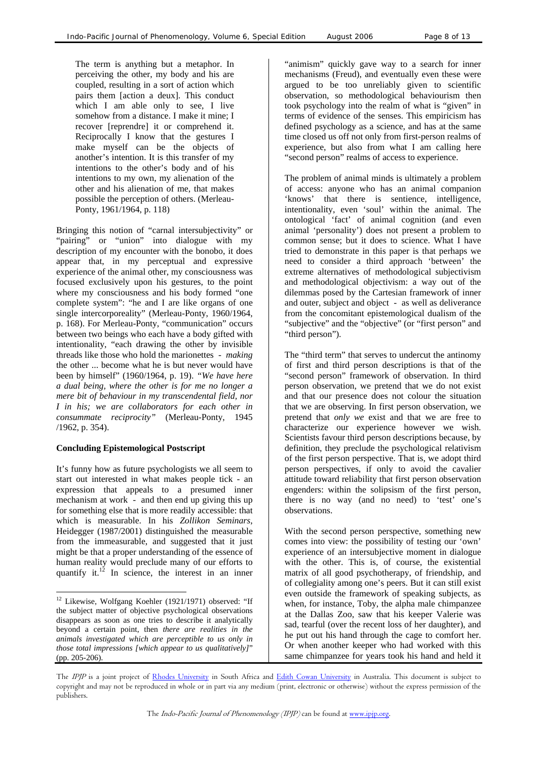> The term is anything but a metaphor. In perceiving the other, my body and his are coupled, resulting in a sort of action which pairs them [action a deux]. This conduct which I am able only to see, I live somehow from a distance. I make it mine; I recover [reprendre] it or comprehend it. Reciprocally I know that the gestures I make myself can be the objects of another's intention. It is this transfer of my intentions to the other's body and of his intentions to my own, my alienation of the other and his alienation of me, that makes possible the perception of others. (Merleau-Ponty, 1961/1964, p. 118)

Bringing this notion of "carnal intersubjectivity" or "pairing" or "union" into dialogue with my description of my encounter with the bonobo, it does appear that, in my perceptual and expressive experience of the animal other, my consciousness was focused exclusively upon his gestures, to the point where my consciousness and his body formed "one complete system": "he and I are like organs of one single intercorporeality" (Merleau-Ponty, 1960/1964, p. 168). For Merleau-Ponty, "communication" occurs between two beings who each have a body gifted with intentionality, "each drawing the other by invisible threads like those who hold the marionettes - *making* the other ... become what he is but never would have been by himself" (1960/1964, p. 19). "*We have here a dual being, where the other is for me no longer a mere bit of behaviour in my transcendental field, nor I in his; we are collaborators for each other in consummate reciprocity*" (Merleau-Ponty, 1945 /1962, p. 354).

**Concluding Epistemological Postscript**

It's funny how as future psychologists we all seem to start out interested in what makes people tick - an expression that appeals to a presumed inner mechanism at work - and then end up giving this up for something else that is more readily accessible: that which is measurable. In his *Zollikon Seminars*, Heidegger (1987/2001) distinguished the measurable from the immeasurable, and suggested that it just might be that a proper understanding of the essence of human reality would preclude many of our efforts to quantify it.[12] In science, the interest in an inner "animism" quickly gave way to a search for inner mechanisms (Freud), and eventually even these were argued to be too unreliably given to scientific observation, so methodological behaviourism then took psychology into the realm of what is "given" in terms of evidence of the senses. This empiricism has defined psychology as a science, and has at the same time closed us off not only from first-person realms of experience, but also from what I am calling here "second person" realms of access to experience.

The problem of animal minds is ultimately a problem of access: anyone who has an animal companion 'knows' that there is sentience, intelligence, intentionality, even 'soul' within the animal. The ontological 'fact' of animal cognition (and even animal 'personality') does not present a problem to common sense; but it does to science. What I have tried to demonstrate in this paper is that perhaps we need to consider a third approach 'between' the extreme alternatives of methodological subjectivism and methodological objectivism: a way out of the dilemmas posed by the Cartesian framework of inner and outer, subject and object - as well as deliverance from the concomitant epistemological dualism of the "subjective" and the "objective" (or "first person" and "third person").

The "third term" that serves to undercut the antinomy of first and third person descriptions is that of the "second person" framework of observation. In third person observation, we pretend that we do not exist and that our presence does not colour the situation that we are observing. In first person observation, we pretend that *only we* exist and that we are free to characterize our experience however we wish. Scientists favour third person descriptions because, by definition, they preclude the psychological relativism of the first person perspective. That is, we adopt third person perspectives, if only to avoid the cavalier attitude toward reliability that first person observation engenders: within the solipsism of the first person, there is no way (and no need) to 'test' one's observations.

With the second person perspective, something new comes into view: the possibility of testing our 'own' experience of an intersubjective moment in dialogue with the other. This is, of course, the existential matrix of all good psychotherapy, of friendship, and of collegiality among one's peers. But it can still exist even outside the framework of speaking subjects, as when, for instance, Toby, the alpha male chimpanzee at the Dallas Zoo, saw that his keeper Valerie was sad, tearful (over the recent loss of her daughter), and he put out his hand through the cage to comfort her. Or when another keeper who had worked with this same chimpanzee for years took his hand and held it

---

[12] Likewise, Wolfgang Koehler (1921/1971) observed: "If the subject matter of objective psychological observations disappears as soon as one tries to describe it analytically beyond a certain point, then *there are realities in the animals investigated which are perceptible to us only in those total impressions [which appear to us qualitatively]*" (pp. 205-206).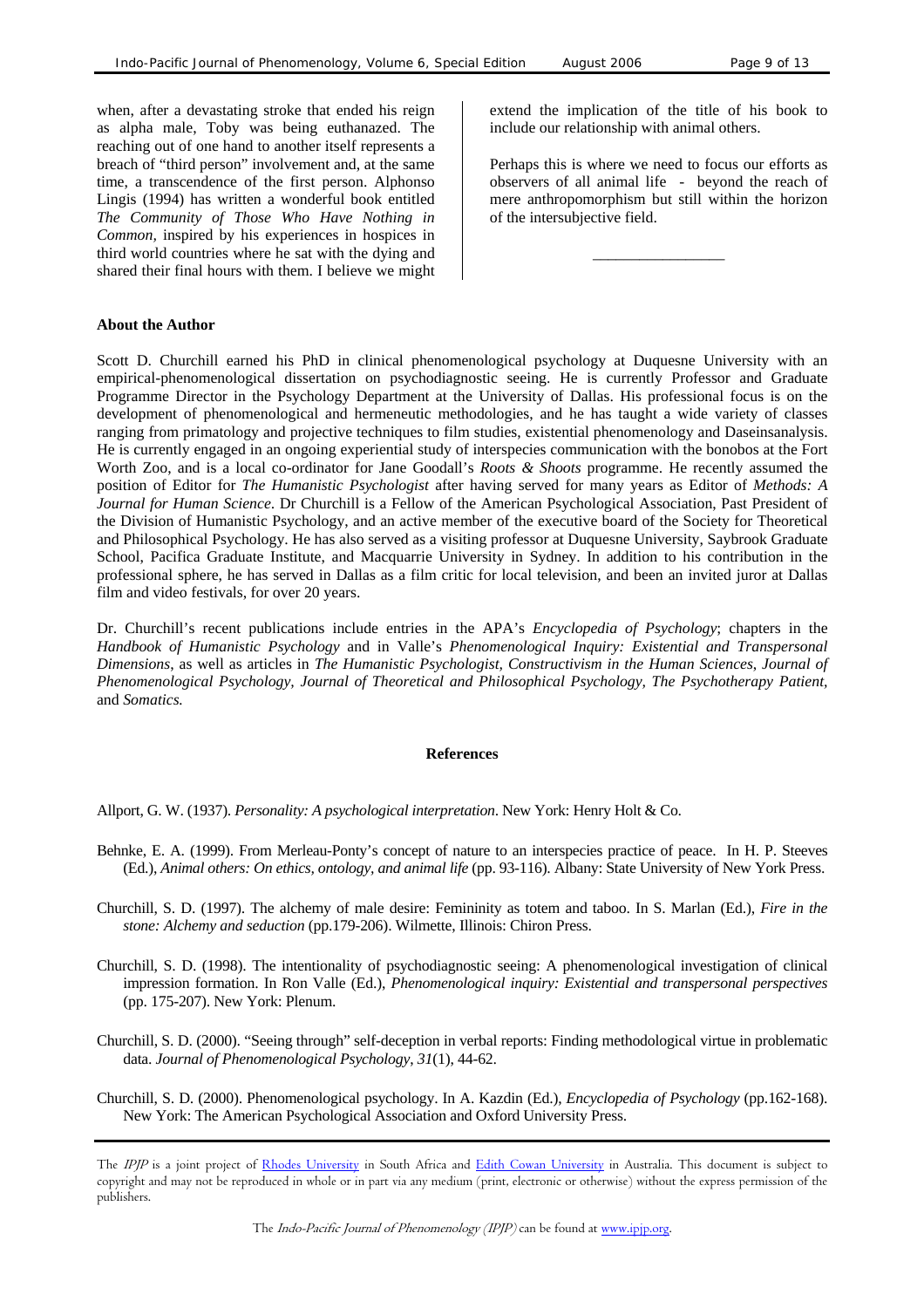when, after a devastating stroke that ended his reign as alpha male, Toby was being euthanazed. The reaching out of one hand to another itself represents a breach of "third person" involvement and, at the same time, a transcendence of the first person. Alphonso Lingis (1994) has written a wonderful book entitled *The Community of Those Who Have Nothing in Common,* inspired by his experiences in hospices in third world countries where he sat with the dying and shared their final hours with them. I believe we might extend the implication of the title of his book to include our relationship with animal others.

Perhaps this is where we need to focus our efforts as observers of all animal life - beyond the reach of mere anthropomorphism but still within the horizon of the intersubjective field.

---

**About the Author**

Scott D. Churchill earned his PhD in clinical phenomenological psychology at Duquesne University with an empirical-phenomenological dissertation on psychodiagnostic seeing. He is currently Professor and Graduate Programme Director in the Psychology Department at the University of Dallas. His professional focus is on the development of phenomenological and hermeneutic methodologies, and he has taught a wide variety of classes ranging from primatology and projective techniques to film studies, existential phenomenology and Daseinsanalysis. He is currently engaged in an ongoing experiential study of interspecies communication with the bonobos at the Fort Worth Zoo, and is a local co-ordinator for Jane Goodall's *Roots & Shoots* programme. He recently assumed the position of Editor for *The Humanistic Psychologist* after having served for many years as Editor of *Methods: A Journal for Human Science*. Dr Churchill is a Fellow of the American Psychological Association, Past President of the Division of Humanistic Psychology, and an active member of the executive board of the Society for Theoretical and Philosophical Psychology. He has also served as a visiting professor at Duquesne University, Saybrook Graduate School, Pacifica Graduate Institute, and Macquarrie University in Sydney. In addition to his contribution in the professional sphere, he has served in Dallas as a film critic for local television, and been an invited juror at Dallas film and video festivals, for over 20 years.

Dr. Churchill's recent publications include entries in the APA's *Encyclopedia of Psychology*; chapters in the *Handbook of Humanistic Psychology* and in Valle's *Phenomenological Inquiry: Existential and Transpersonal Dimensions*, as well as articles in *The Humanistic Psychologist, Constructivism in the Human Sciences, Journal of Phenomenological Psychology, Journal of Theoretical and Philosophical Psychology, The Psychotherapy Patient,* and *Somatics.*

**References**

Allport, G. W. (1937). *Personality: A psychological interpretation*. New York: Henry Holt & Co.

Behnke, E. A. (1999). From Merleau-Ponty's concept of nature to an interspecies practice of peace. In H. P. Steeves (Ed.), *Animal others: On ethics, ontology, and animal life* (pp. 93-116). Albany: State University of New York Press.

Churchill, S. D. (1997). The alchemy of male desire: Femininity as totem and taboo. In S. Marlan (Ed.), *Fire in the stone: Alchemy and seduction* (pp.179-206). Wilmette, Illinois: Chiron Press.

Churchill, S. D. (1998). The intentionality of psychodiagnostic seeing: A phenomenological investigation of clinical impression formation. In Ron Valle (Ed.), *Phenomenological inquiry: Existential and transpersonal perspectives* (pp. 175-207). New York: Plenum.

Churchill, S. D. (2000). "Seeing through" self-deception in verbal reports: Finding methodological virtue in problematic data. *Journal of Phenomenological Psychology*, *31*(1), 44-62.

Churchill, S. D. (2000). Phenomenological psychology. In A. Kazdin (Ed.), *Encyclopedia of Psychology* (pp.162-168). New York: The American Psychological Association and Oxford University Press.

The *IPJP* is a joint project of Rhodes University in South Africa and Edith Cowan University in Australia. This document is subject to copyright and may not be reproduced in whole or in part via any medium (print, electronic or otherwise) without the express permission of the publishers.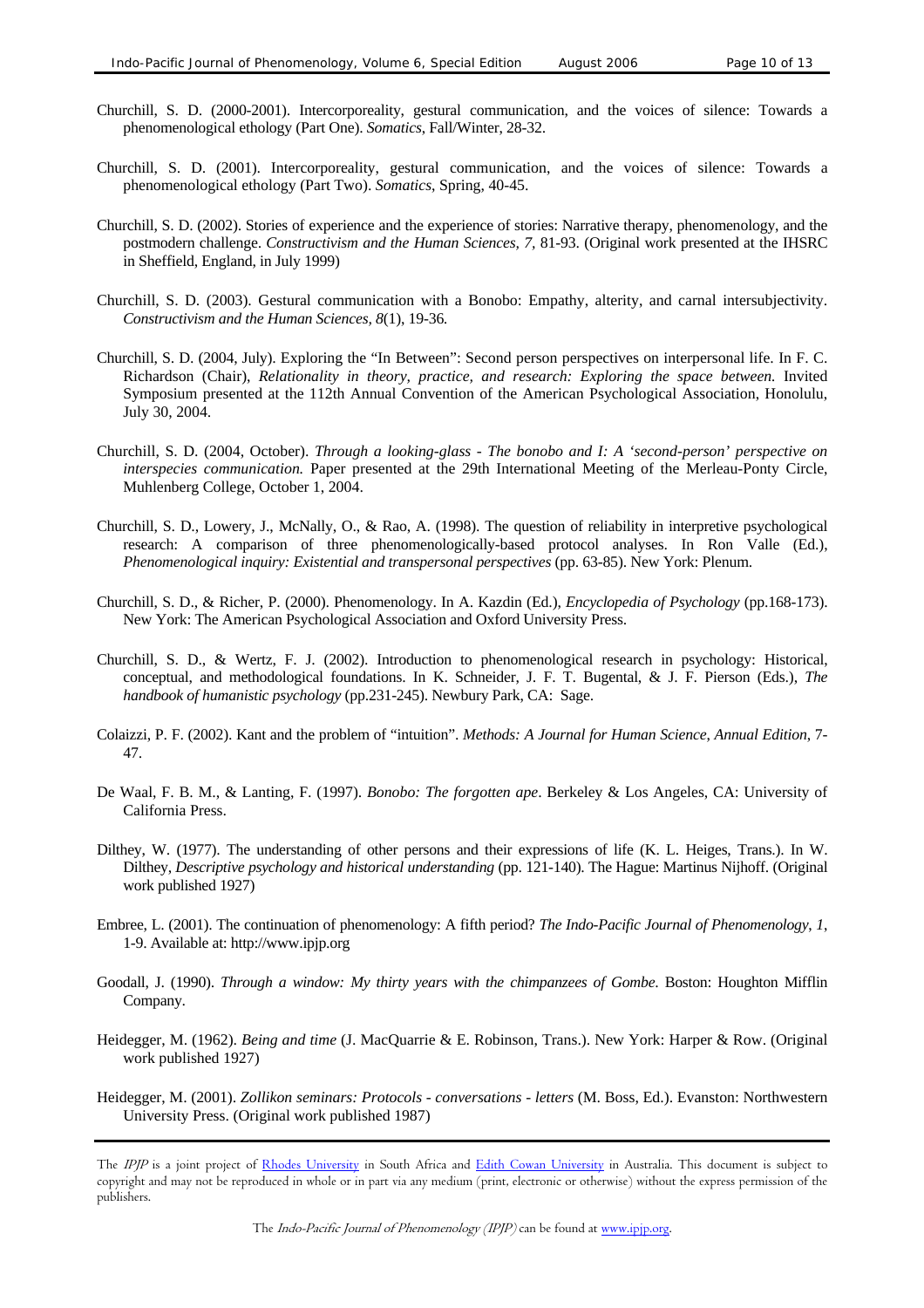Churchill, S. D. (2000-2001). Intercorporeality, gestural communication, and the voices of silence: Towards a phenomenological ethology (Part One). *Somatics*, Fall/Winter, 28-32.

Churchill, S. D. (2001). Intercorporeality, gestural communication, and the voices of silence: Towards a phenomenological ethology (Part Two). *Somatics*, Spring, 40-45.

Churchill, S. D. (2002). Stories of experience and the experience of stories: Narrative therapy, phenomenology, and the postmodern challenge. *Constructivism and the Human Sciences, 7*, 81-93. (Original work presented at the IHSRC in Sheffield, England, in July 1999)

Churchill, S. D. (2003). Gestural communication with a Bonobo: Empathy, alterity, and carnal intersubjectivity. *Constructivism and the Human Sciences, 8*(1), 19-36.

Churchill, S. D. (2004, July). Exploring the "In Between": Second person perspectives on interpersonal life. In F. C. Richardson (Chair), *Relationality in theory, practice, and research: Exploring the space between.* Invited Symposium presented at the 112th Annual Convention of the American Psychological Association, Honolulu, July 30, 2004.

Churchill, S. D. (2004, October). *Through a looking-glass - The bonobo and I: A 'second-person' perspective on interspecies communication.* Paper presented at the 29th International Meeting of the Merleau-Ponty Circle, Muhlenberg College, October 1, 2004.

Churchill, S. D., Lowery, J., McNally, O., & Rao, A. (1998). The question of reliability in interpretive psychological research: A comparison of three phenomenologically-based protocol analyses. In Ron Valle (Ed.), *Phenomenological inquiry: Existential and transpersonal perspectives* (pp. 63-85). New York: Plenum.

Churchill, S. D., & Richer, P. (2000). Phenomenology. In A. Kazdin (Ed.), *Encyclopedia of Psychology* (pp.168-173). New York: The American Psychological Association and Oxford University Press.

Churchill, S. D., & Wertz, F. J. (2002). Introduction to phenomenological research in psychology: Historical, conceptual, and methodological foundations. In K. Schneider, J. F. T. Bugental, & J. F. Pierson (Eds.), *The handbook of humanistic psychology* (pp.231-245). Newbury Park, CA: Sage.

Colaizzi, P. F. (2002). Kant and the problem of "intuition". *Methods: A Journal for Human Science, Annual Edition*, 7-47.

De Waal, F. B. M., & Lanting, F. (1997). *Bonobo: The forgotten ape*. Berkeley & Los Angeles, CA: University of California Press.

Dilthey, W. (1977). The understanding of other persons and their expressions of life (K. L. Heiges, Trans.). In W. Dilthey, *Descriptive psychology and historical understanding* (pp. 121-140). The Hague: Martinus Nijhoff. (Original work published 1927)

Embree, L. (2001). The continuation of phenomenology: A fifth period? *The Indo-Pacific Journal of Phenomenology*, *1*, 1-9. Available at: http://www.ipjp.org

Goodall, J. (1990). *Through a window: My thirty years with the chimpanzees of Gombe.* Boston: Houghton Mifflin Company.

Heidegger, M. (1962). *Being and time* (J. MacQuarrie & E. Robinson, Trans.). New York: Harper & Row. (Original work published 1927)

Heidegger, M. (2001). *Zollikon seminars: Protocols - conversations - letters* (M. Boss, Ed.). Evanston: Northwestern University Press. (Original work published 1987)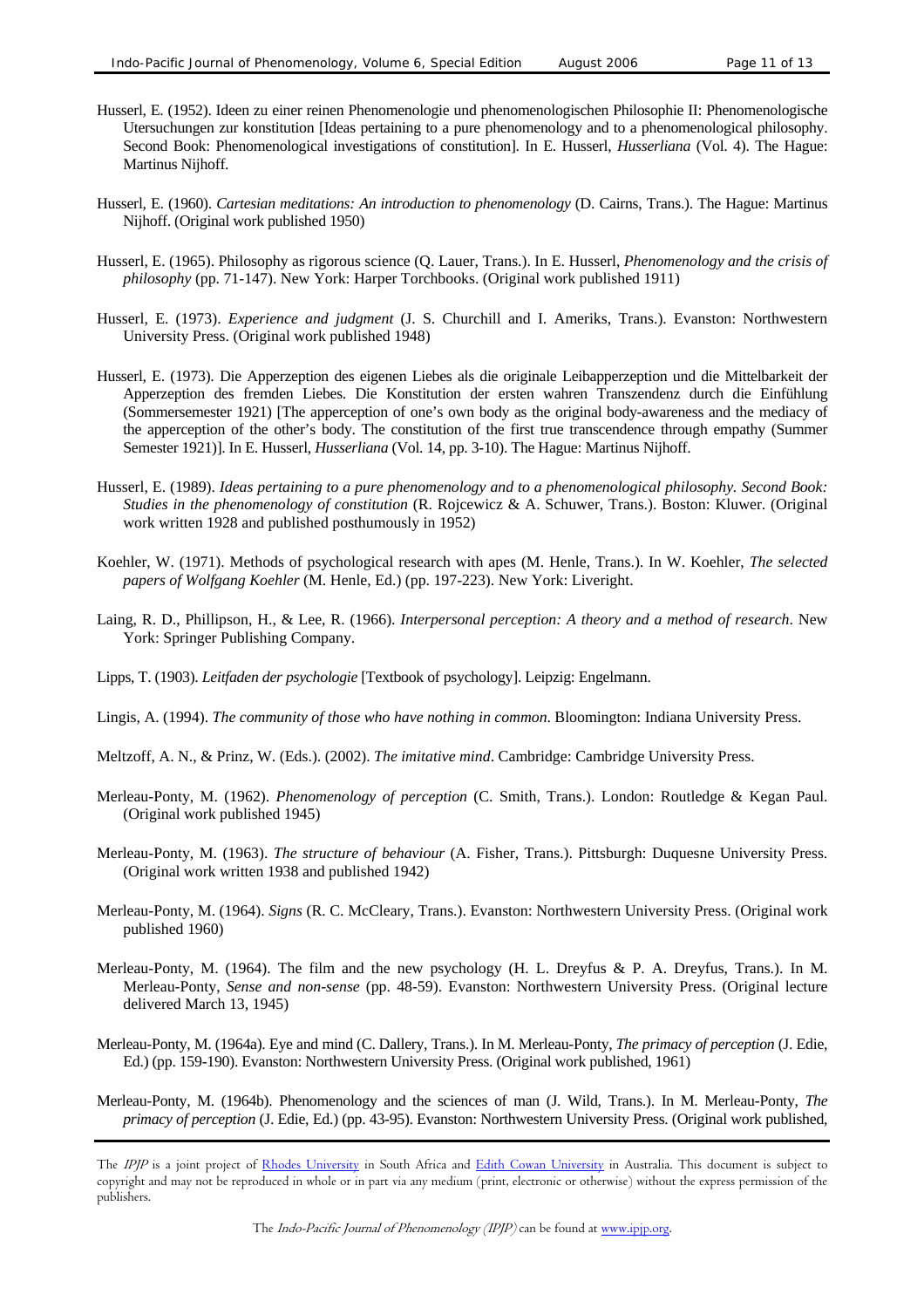Husserl, E. (1952). Ideen zu einer reinen Phenomenologie und phenomenologischen Philosophie II: Phenomenologische Utersuchungen zur konstitution [Ideas pertaining to a pure phenomenology and to a phenomenological philosophy. Second Book: Phenomenological investigations of constitution]. In E. Husserl, *Husserliana* (Vol. 4). The Hague: Martinus Nijhoff.

Husserl, E. (1960). *Cartesian meditations: An introduction to phenomenology* (D. Cairns, Trans.). The Hague: Martinus Nijhoff. (Original work published 1950)

Husserl, E. (1965). Philosophy as rigorous science (Q. Lauer, Trans.). In E. Husserl, *Phenomenology and the crisis of philosophy* (pp. 71-147). New York: Harper Torchbooks. (Original work published 1911)

Husserl, E. (1973). *Experience and judgment* (J. S. Churchill and I. Ameriks, Trans.). Evanston: Northwestern University Press. (Original work published 1948)

Husserl, E. (1973). Die Apperzeption des eigenen Liebes als die originale Leibapperzeption und die Mittelbarkeit der Apperzeption des fremden Liebes. Die Konstitution der ersten wahren Transzendenz durch die Einfühlung (Sommersemester 1921) [The apperception of one's own body as the original body-awareness and the mediacy of the apperception of the other's body. The constitution of the first true transcendence through empathy (Summer Semester 1921)]. In E. Husserl, *Husserliana* (Vol. 14, pp. 3-10). The Hague: Martinus Nijhoff.

Husserl, E. (1989). *Ideas pertaining to a pure phenomenology and to a phenomenological philosophy. Second Book: Studies in the phenomenology of constitution* (R. Rojcewicz & A. Schuwer, Trans.). Boston: Kluwer. (Original work written 1928 and published posthumously in 1952)

Koehler, W. (1971). Methods of psychological research with apes (M. Henle, Trans.). In W. Koehler, *The selected papers of Wolfgang Koehler* (M. Henle, Ed.) (pp. 197-223). New York: Liveright.

Laing, R. D., Phillipson, H., & Lee, R. (1966). *Interpersonal perception: A theory and a method of research*. New York: Springer Publishing Company.

Lipps, T. (1903). *Leitfaden der psychologie* [Textbook of psychology]. Leipzig: Engelmann.

Lingis, A. (1994). *The community of those who have nothing in common*. Bloomington: Indiana University Press.

Meltzoff, A. N., & Prinz, W. (Eds.). (2002). *The imitative mind*. Cambridge: Cambridge University Press.

Merleau-Ponty, M. (1962). *Phenomenology of perception* (C. Smith, Trans.). London: Routledge & Kegan Paul. (Original work published 1945)

Merleau-Ponty, M. (1963). *The structure of behaviour* (A. Fisher, Trans.). Pittsburgh: Duquesne University Press. (Original work written 1938 and published 1942)

Merleau-Ponty, M. (1964). *Signs* (R. C. McCleary, Trans.). Evanston: Northwestern University Press. (Original work published 1960)

Merleau-Ponty, M. (1964). The film and the new psychology (H. L. Dreyfus & P. A. Dreyfus, Trans.). In M. Merleau-Ponty, *Sense and non-sense* (pp. 48-59). Evanston: Northwestern University Press. (Original lecture delivered March 13, 1945)

Merleau-Ponty, M. (1964a). Eye and mind (C. Dallery, Trans.). In M. Merleau-Ponty, *The primacy of perception* (J. Edie, Ed.) (pp. 159-190). Evanston: Northwestern University Press. (Original work published, 1961)

Merleau-Ponty, M. (1964b). Phenomenology and the sciences of man (J. Wild, Trans.). In M. Merleau-Ponty, *The primacy of perception* (J. Edie, Ed.) (pp. 43-95). Evanston: Northwestern University Press. (Original work published,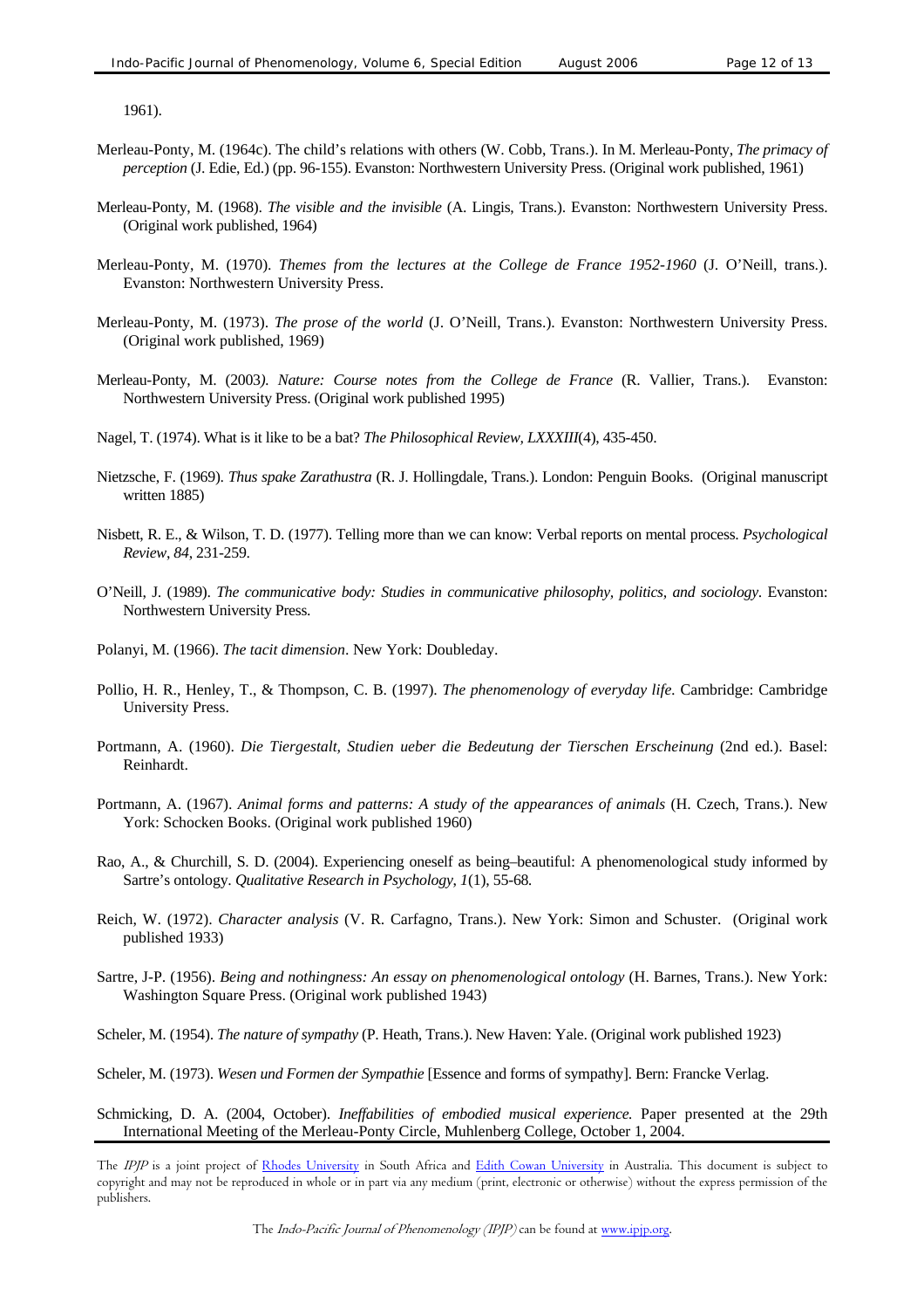1961).

Merleau-Ponty, M. (1964c). The child's relations with others (W. Cobb, Trans.). In M. Merleau-Ponty, *The primacy of perception* (J. Edie, Ed.) (pp. 96-155). Evanston: Northwestern University Press. (Original work published, 1961)

Merleau-Ponty, M. (1968). *The visible and the invisible* (A. Lingis, Trans.). Evanston: Northwestern University Press. (Original work published, 1964)

Merleau-Ponty, M. (1970). *Themes from the lectures at the College de France 1952-1960* (J. O'Neill, trans.). Evanston: Northwestern University Press.

Merleau-Ponty, M. (1973). *The prose of the world* (J. O'Neill, Trans.). Evanston: Northwestern University Press. (Original work published, 1969)

Merleau-Ponty, M. (2003*). Nature: Course notes from the College de France* (R. Vallier, Trans.). Evanston: Northwestern University Press. (Original work published 1995)

Nagel, T. (1974). What is it like to be a bat? *The Philosophical Review, LXXXIII*(4), 435-450.

Nietzsche, F. (1969). *Thus spake Zarathustra* (R. J. Hollingdale, Trans.). London: Penguin Books. (Original manuscript written 1885)

Nisbett, R. E., & Wilson, T. D. (1977). Telling more than we can know: Verbal reports on mental process. *Psychological Review*, *84*, 231-259.

O'Neill, J. (1989). *The communicative body: Studies in communicative philosophy, politics, and sociology*. Evanston: Northwestern University Press.

Polanyi, M. (1966). *The tacit dimension*. New York: Doubleday.

Pollio, H. R., Henley, T., & Thompson, C. B. (1997). *The phenomenology of everyday life.* Cambridge: Cambridge University Press.

Portmann, A. (1960). *Die Tiergestalt, Studien ueber die Bedeutung der Tierschen Erscheinung* (2nd ed.). Basel: Reinhardt.

Portmann, A. (1967). *Animal forms and patterns: A study of the appearances of animals* (H. Czech, Trans.). New York: Schocken Books. (Original work published 1960)

Rao, A., & Churchill, S. D. (2004). Experiencing oneself as being–beautiful: A phenomenological study informed by Sartre's ontology. *Qualitative Research in Psychology*, *1*(1), 55-68.

Reich, W. (1972). *Character analysis* (V. R. Carfagno, Trans.). New York: Simon and Schuster. (Original work published 1933)

Sartre, J-P. (1956). *Being and nothingness: An essay on phenomenological ontology* (H. Barnes, Trans.). New York: Washington Square Press. (Original work published 1943)

Scheler, M. (1954). *The nature of sympathy* (P. Heath, Trans.). New Haven: Yale. (Original work published 1923)

Scheler, M. (1973). *Wesen und Formen der Sympathie* [Essence and forms of sympathy]. Bern: Francke Verlag.

Schmicking, D. A. (2004, October). *Ineffabilities of embodied musical experience.* Paper presented at the 29th International Meeting of the Merleau-Ponty Circle, Muhlenberg College, October 1, 2004.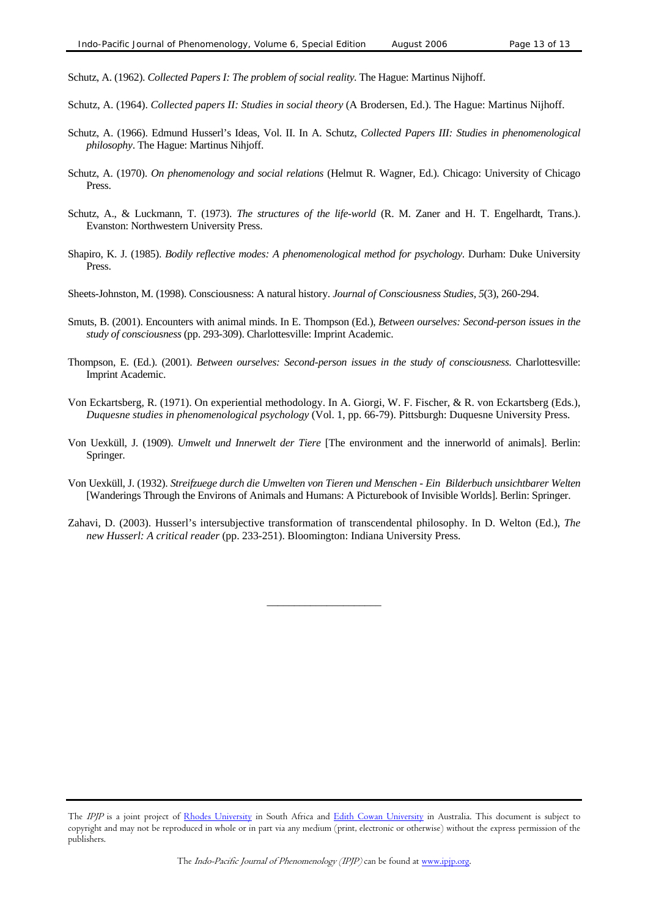Schutz, A. (1962). *Collected Papers I: The problem of social reality*. The Hague: Martinus Nijhoff.

Schutz, A. (1964). *Collected papers II: Studies in social theory* (A Brodersen, Ed.). The Hague: Martinus Nijhoff.

Schutz, A. (1966). Edmund Husserl's Ideas, Vol. II. In A. Schutz, *Collected Papers III: Studies in phenomenological philosophy*. The Hague: Martinus Nihjoff.

Schutz, A. (1970). *On phenomenology and social relations* (Helmut R. Wagner, Ed.). Chicago: University of Chicago Press.

Schutz, A., & Luckmann, T. (1973). *The structures of the life-world* (R. M. Zaner and H. T. Engelhardt, Trans.). Evanston: Northwestern University Press.

Shapiro, K. J. (1985). *Bodily reflective modes: A phenomenological method for psychology*. Durham: Duke University Press.

Sheets-Johnston, M. (1998). Consciousness: A natural history. *Journal of Consciousness Studies, 5*(3), 260-294.

Smuts, B. (2001). Encounters with animal minds. In E. Thompson (Ed.), *Between ourselves: Second-person issues in the study of consciousness* (pp. 293-309). Charlottesville: Imprint Academic.

Thompson, E. (Ed.). (2001). *Between ourselves: Second-person issues in the study of consciousness.* Charlottesville: Imprint Academic.

Von Eckartsberg, R. (1971). On experiential methodology. In A. Giorgi, W. F. Fischer, & R. von Eckartsberg (Eds.), *Duquesne studies in phenomenological psychology* (Vol. 1, pp. 66-79). Pittsburgh: Duquesne University Press.

Von Uexküll, J. (1909). *Umwelt und Innerwelt der Tiere* [The environment and the innerworld of animals]. Berlin: Springer.

Von Uexküll, J. (1932). *Streifzuege durch die Umwelten von Tieren und Menschen - Ein Bilderbuch unsichtbarer Welten* [Wanderings Through the Environs of Animals and Humans: A Picturebook of Invisible Worlds]. Berlin: Springer.

Zahavi, D. (2003). Husserl's intersubjective transformation of transcendental philosophy. In D. Welton (Ed.), *The new Husserl: A critical reader* (pp. 233-251). Bloomington: Indiana University Press.

---

The *IPJP* is a joint project of Rhodes University in South Africa and Edith Cowan University in Australia. This document is subject to copyright and may not be reproduced in whole or in part via any medium (print, electronic or otherwise) without the express permission of the publishers.

The *Indo-Pacific Journal of Phenomenology (IPJP)* can be found at www.ipjp.org.